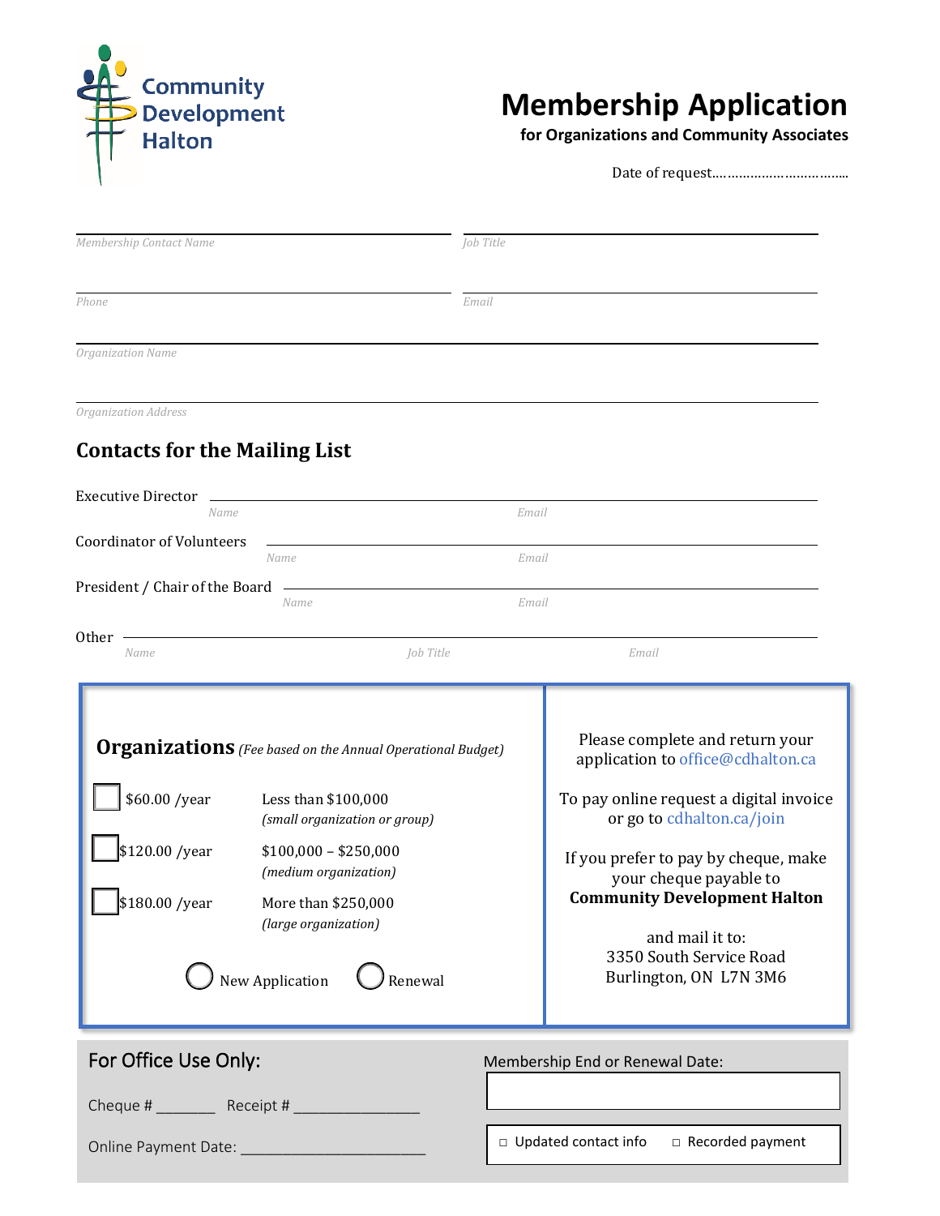Community Development Halton

# Membership Application

**for Organizations and Community Associates**

Date of request……………………………..

Membership Contact Name ____________________ Job Title ____________________

Phone ____________________ Email ____________________

Organization Name ____________________

Organization Address ____________________

## Contacts for the Mailing List

Executive Director ____________________
*Name* *Email*

Coordinator of Volunteers ____________________
*Name* *Email*

President / Chair of the Board ____________________
*Name* *Email*

Other ____________________
*Name* *Job Title* *Email*

**Organizations** *(Fee based on the Annual Operational Budget)*

☐ $60.00 /year — Less than $100,000 *(small organization or group)*

☐ $120.00 /year — $100,000 – $250,000 *(medium organization)*

☐ $180.00 /year — More than $250,000 *(large organization)*

◯ New Application ◯ Renewal

Please complete and return your application to office@cdhalton.ca

To pay online request a digital invoice or go to cdhalton.ca/join

If you prefer to pay by cheque, make your cheque payable to **Community Development Halton**

and mail it to:
3350 South Service Road
Burlington, ON L7N 3M6

For Office Use Only:

Cheque # _______ Receipt # _______________

Online Payment Date: ______________________

Membership End or Renewal Date:

☐ Updated contact info ☐ Recorded payment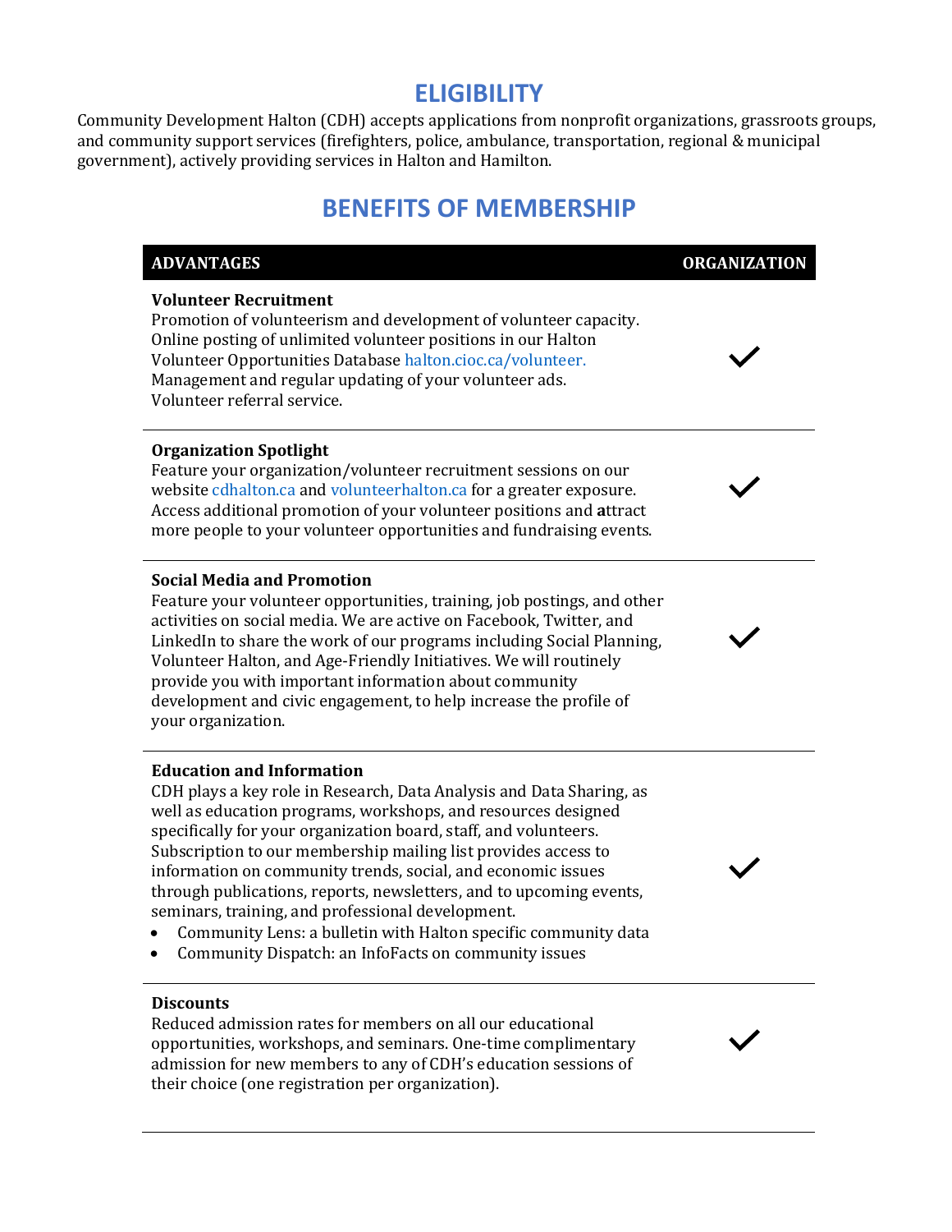# ELIGIBILITY

Community Development Halton (CDH) accepts applications from nonprofit organizations, grassroots groups, and community support services (firefighters, police, ambulance, transportation, regional & municipal government), actively providing services in Halton and Hamilton.

# BENEFITS OF MEMBERSHIP

| ADVANTAGES | ORGANIZATION |
|---|---|
| **Volunteer Recruitment**<br>Promotion of volunteerism and development of volunteer capacity. Online posting of unlimited volunteer positions in our Halton Volunteer Opportunities Database halton.cioc.ca/volunteer. Management and regular updating of your volunteer ads. Volunteer referral service. | ✓ |
| **Organization Spotlight**<br>Feature your organization/volunteer recruitment sessions on our website cdhalton.ca and volunteerhalton.ca for a greater exposure. Access additional promotion of your volunteer positions and attract more people to your volunteer opportunities and fundraising events. | ✓ |
| **Social Media and Promotion**<br>Feature your volunteer opportunities, training, job postings, and other activities on social media. We are active on Facebook, Twitter, and LinkedIn to share the work of our programs including Social Planning, Volunteer Halton, and Age-Friendly Initiatives. We will routinely provide you with important information about community development and civic engagement, to help increase the profile of your organization. | ✓ |
| **Education and Information**<br>CDH plays a key role in Research, Data Analysis and Data Sharing, as well as education programs, workshops, and resources designed specifically for your organization board, staff, and volunteers. Subscription to our membership mailing list provides access to information on community trends, social, and economic issues through publications, reports, newsletters, and to upcoming events, seminars, training, and professional development.<br>• Community Lens: a bulletin with Halton specific community data<br>• Community Dispatch: an InfoFacts on community issues | ✓ |
| **Discounts**<br>Reduced admission rates for members on all our educational opportunities, workshops, and seminars. One-time complimentary admission for new members to any of CDH's education sessions of their choice (one registration per organization). | ✓ |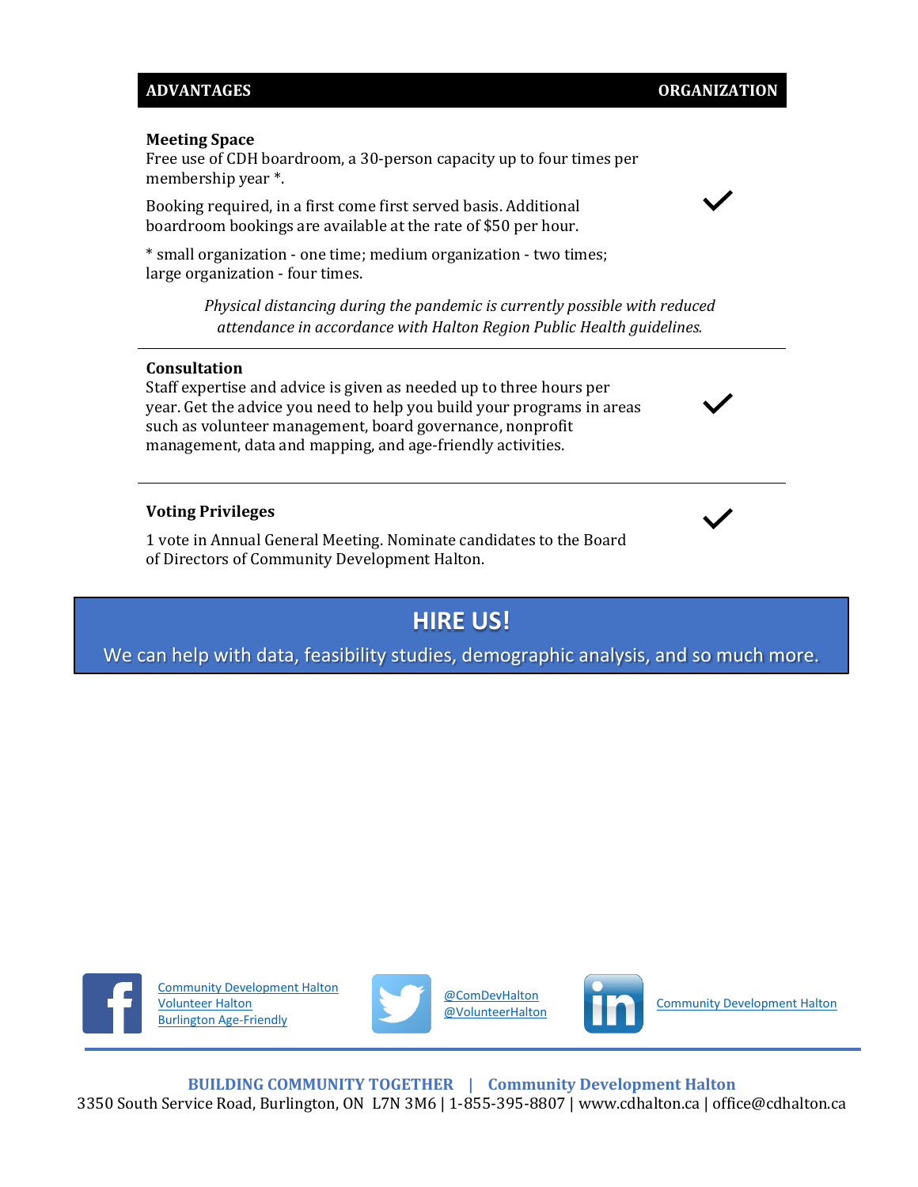| ADVANTAGES | ORGANIZATION |
|---|---|
| **Meeting Space**<br>Free use of CDH boardroom, a 30-person capacity up to four times per membership year *.<br>Booking required, in a first come first served basis. Additional boardroom bookings are available at the rate of $50 per hour.<br>* small organization - one time; medium organization - two times; large organization - four times.<br>*Physical distancing during the pandemic is currently possible with reduced attendance in accordance with Halton Region Public Health guidelines.* | ✓ |
| **Consultation**<br>Staff expertise and advice is given as needed up to three hours per year. Get the advice you need to help you build your programs in areas such as volunteer management, board governance, nonprofit management, data and mapping, and age-friendly activities. | ✓ |
| **Voting Privileges**<br>1 vote in Annual General Meeting. Nominate candidates to the Board of Directors of Community Development Halton. | ✓ |

## HIRE US!

We can help with data, feasibility studies, demographic analysis, and so much more.

Community Development Halton
Volunteer Halton
Burlington Age-Friendly

@ComDevHalton
@VolunteerHalton

Community Development Halton

**BUILDING COMMUNITY TOGETHER | Community Development Halton**

3350 South Service Road, Burlington, ON L7N 3M6 | 1-855-395-8807 | www.cdhalton.ca | office@cdhalton.ca